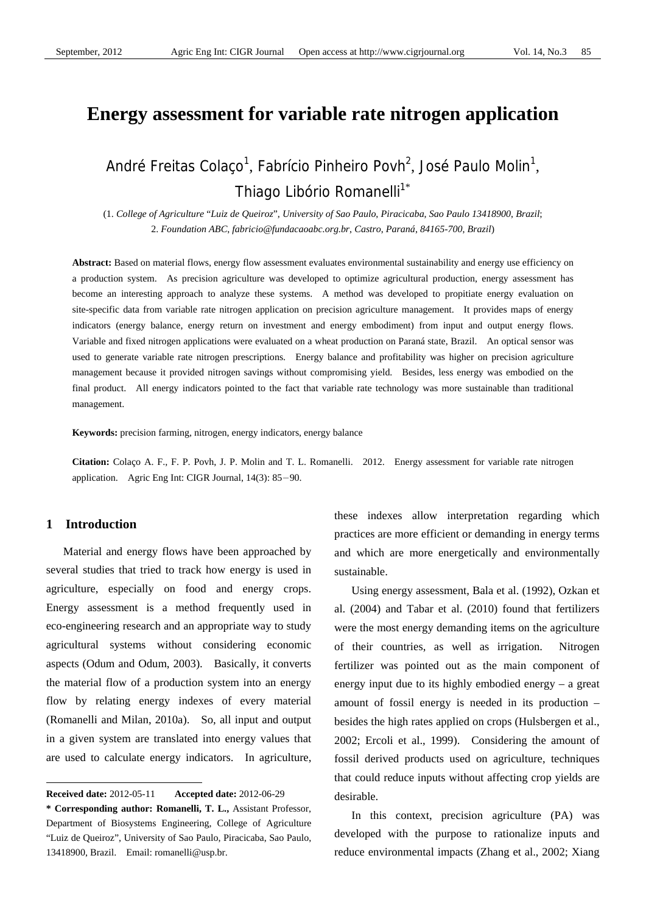# Energy assessment for variable rate nitrogen application

André Freitas Colaço[1], Fabrício Pinheiro Povh[2], José Paulo Molin[1], Thiago Libório Romanelli[1*]

(1. *College of Agriculture "Luiz de Queiroz", University of Sao Paulo, Piracicaba, Sao Paulo 13418900, Brazil*; 2. *Foundation ABC, fabricio@fundacaoabc.org.br, Castro, Paraná, 84165-700, Brazil*)

**Abstract:** Based on material flows, energy flow assessment evaluates environmental sustainability and energy use efficiency on a production system. As precision agriculture was developed to optimize agricultural production, energy assessment has become an interesting approach to analyze these systems. A method was developed to propitiate energy evaluation on site-specific data from variable rate nitrogen application on precision agriculture management. It provides maps of energy indicators (energy balance, energy return on investment and energy embodiment) from input and output energy flows. Variable and fixed nitrogen applications were evaluated on a wheat production on Paraná state, Brazil. An optical sensor was used to generate variable rate nitrogen prescriptions. Energy balance and profitability was higher on precision agriculture management because it provided nitrogen savings without compromising yield. Besides, less energy was embodied on the final product. All energy indicators pointed to the fact that variable rate technology was more sustainable than traditional management.

**Keywords:** precision farming, nitrogen, energy indicators, energy balance

**Citation:** Colaço A. F., F. P. Povh, J. P. Molin and T. L. Romanelli. 2012. Energy assessment for variable rate nitrogen application. Agric Eng Int: CIGR Journal, 14(3): 85−90.

## 1 Introduction

Material and energy flows have been approached by several studies that tried to track how energy is used in agriculture, especially on food and energy crops. Energy assessment is a method frequently used in eco-engineering research and an appropriate way to study agricultural systems without considering economic aspects (Odum and Odum, 2003). Basically, it converts the material flow of a production system into an energy flow by relating energy indexes of every material (Romanelli and Milan, 2010a). So, all input and output in a given system are translated into energy values that are used to calculate energy indicators. In agriculture, these indexes allow interpretation regarding which practices are more efficient or demanding in energy terms and which are more energetically and environmentally sustainable.

Using energy assessment, Bala et al. (1992), Ozkan et al. (2004) and Tabar et al. (2010) found that fertilizers were the most energy demanding items on the agriculture of their countries, as well as irrigation. Nitrogen fertilizer was pointed out as the main component of energy input due to its highly embodied energy – a great amount of fossil energy is needed in its production – besides the high rates applied on crops (Hulsbergen et al., 2002; Ercoli et al., 1999). Considering the amount of fossil derived products used on agriculture, techniques that could reduce inputs without affecting crop yields are desirable.

In this context, precision agriculture (PA) was developed with the purpose to rationalize inputs and reduce environmental impacts (Zhang et al., 2002; Xiang

---

**Received date:** 2012-05-11 **Accepted date:** 2012-06-29

**\* Corresponding author: Romanelli, T. L.,** Assistant Professor, Department of Biosystems Engineering, College of Agriculture "Luiz de Queiroz", University of Sao Paulo, Piracicaba, Sao Paulo, 13418900, Brazil. Email: romanelli@usp.br.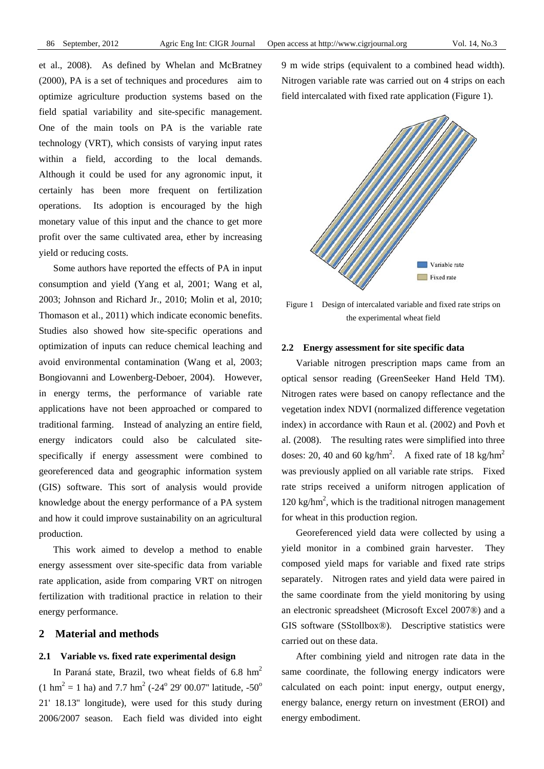et al., 2008). As defined by Whelan and McBratney (2000), PA is a set of techniques and procedures aim to optimize agriculture production systems based on the field spatial variability and site-specific management. One of the main tools on PA is the variable rate technology (VRT), which consists of varying input rates within a field, according to the local demands. Although it could be used for any agronomic input, it certainly has been more frequent on fertilization operations. Its adoption is encouraged by the high monetary value of this input and the chance to get more profit over the same cultivated area, ether by increasing yield or reducing costs.

Some authors have reported the effects of PA in input consumption and yield (Yang et al, 2001; Wang et al, 2003; Johnson and Richard Jr., 2010; Molin et al, 2010; Thomason et al., 2011) which indicate economic benefits. Studies also showed how site-specific operations and optimization of inputs can reduce chemical leaching and avoid environmental contamination (Wang et al, 2003; Bongiovanni and Lowenberg-Deboer, 2004). However, in energy terms, the performance of variable rate applications have not been approached or compared to traditional farming. Instead of analyzing an entire field, energy indicators could also be calculated site-specifically if energy assessment were combined to georeferenced data and geographic information system (GIS) software. This sort of analysis would provide knowledge about the energy performance of a PA system and how it could improve sustainability on an agricultural production.

This work aimed to develop a method to enable energy assessment over site-specific data from variable rate application, aside from comparing VRT on nitrogen fertilization with traditional practice in relation to their energy performance.

## 2 Material and methods

### 2.1 Variable vs. fixed rate experimental design

In Paraná state, Brazil, two wheat fields of 6.8 $hm^2$ (1 $hm^2$ = 1 ha) and 7.7 $hm^2$ (-24° 29' 00.07" latitude, -50° 21' 18.13" longitude), were used for this study during 2006/2007 season. Each field was divided into eight 9 m wide strips (equivalent to a combined head width). Nitrogen variable rate was carried out on 4 strips on each field intercalated with fixed rate application (Figure 1).

Figure 1 Design of intercalated variable and fixed rate strips on the experimental wheat field

### 2.2 Energy assessment for site specific data

Variable nitrogen prescription maps came from an optical sensor reading (GreenSeeker Hand Held TM). Nitrogen rates were based on canopy reflectance and the vegetation index NDVI (normalized difference vegetation index) in accordance with Raun et al. (2002) and Povh et al. (2008). The resulting rates were simplified into three doses: 20, 40 and 60 kg/$hm^2$. A fixed rate of 18 kg/$hm^2$ was previously applied on all variable rate strips. Fixed rate strips received a uniform nitrogen application of 120 kg/$hm^2$, which is the traditional nitrogen management for wheat in this production region.

Georeferenced yield data were collected by using a yield monitor in a combined grain harvester. They composed yield maps for variable and fixed rate strips separately. Nitrogen rates and yield data were paired in the same coordinate from the yield monitoring by using an electronic spreadsheet (Microsoft Excel 2007®) and a GIS software (SStollbox®). Descriptive statistics were carried out on these data.

After combining yield and nitrogen rate data in the same coordinate, the following energy indicators were calculated on each point: input energy, output energy, energy balance, energy return on investment (EROI) and energy embodiment.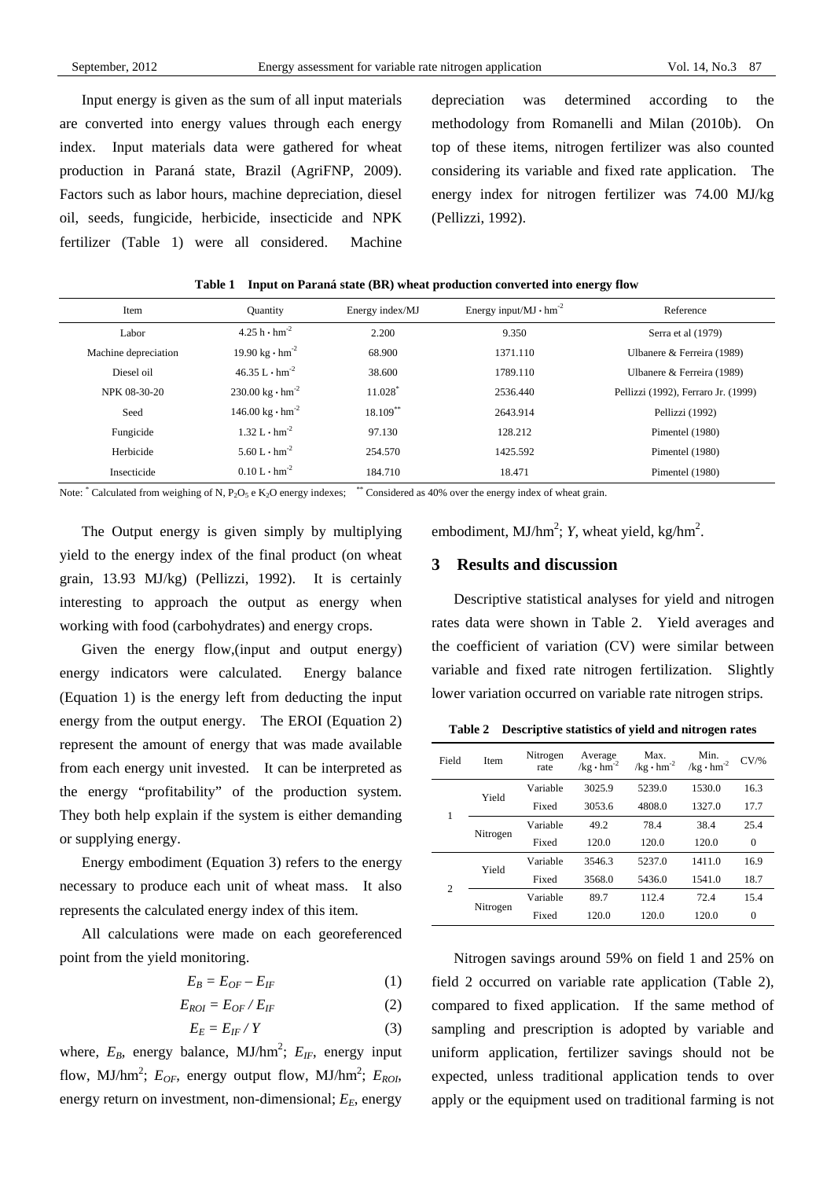Input energy is given as the sum of all input materials are converted into energy values through each energy index. Input materials data were gathered for wheat production in Paraná state, Brazil (AgriFNP, 2009). Factors such as labor hours, machine depreciation, diesel oil, seeds, fungicide, herbicide, insecticide and NPK fertilizer (Table 1) were all considered. Machine depreciation was determined according to the methodology from Romanelli and Milan (2010b). On top of these items, nitrogen fertilizer was also counted considering its variable and fixed rate application. The energy index for nitrogen fertilizer was 74.00 MJ/kg (Pellizzi, 1992).

**Table 1 Input on Paraná state (BR) wheat production converted into energy flow**

| Item | Quantity | Energy index/MJ | Energy input/MJ · hm$^{-2}$ | Reference |
|---|---|---|---|---|
| Labor | 4.25 h · hm$^{-2}$ | 2.200 | 9.350 | Serra et al (1979) |
| Machine depreciation | 19.90 kg · hm$^{-2}$ | 68.900 | 1371.110 | Ulbanere & Ferreira (1989) |
| Diesel oil | 46.35 L · hm$^{-2}$ | 38.600 | 1789.110 | Ulbanere & Ferreira (1989) |
| NPK 08-30-20 | 230.00 kg · hm$^{-2}$ | 11.028* | 2536.440 | Pellizzi (1992), Ferraro Jr. (1999) |
| Seed | 146.00 kg · hm$^{-2}$ | 18.109** | 2643.914 | Pellizzi (1992) |
| Fungicide | 1.32 L · hm$^{-2}$ | 97.130 | 128.212 | Pimentel (1980) |
| Herbicide | 5.60 L · hm$^{-2}$ | 254.570 | 1425.592 | Pimentel (1980) |
| Insecticide | 0.10 L · hm$^{-2}$ | 184.710 | 18.471 | Pimentel (1980) |

Note: * Calculated from weighing of N, $P_2O_5$ e $K_2O$ energy indexes; ** Considered as 40% over the energy index of wheat grain.

The Output energy is given simply by multiplying yield to the energy index of the final product (on wheat grain, 13.93 MJ/kg) (Pellizzi, 1992). It is certainly interesting to approach the output as energy when working with food (carbohydrates) and energy crops.

Given the energy flow,(input and output energy) energy indicators were calculated. Energy balance (Equation 1) is the energy left from deducting the input energy from the output energy. The EROI (Equation 2) represent the amount of energy that was made available from each energy unit invested. It can be interpreted as the energy "profitability" of the production system. They both help explain if the system is either demanding or supplying energy.

Energy embodiment (Equation 3) refers to the energy necessary to produce each unit of wheat mass. It also represents the calculated energy index of this item.

All calculations were made on each georeferenced point from the yield monitoring.

$$E_B = E_{OF} - E_{IF} \tag{1}$$

$$E_{ROI} = E_{OF} / E_{IF} \tag{2}$$

$$E_E = E_{IF} / Y \tag{3}$$

where, $E_B$, energy balance, MJ/hm$^2$; $E_{IF}$, energy input flow, MJ/hm$^2$; $E_{OF}$, energy output flow, MJ/hm$^2$; $E_{ROI}$, energy return on investment, non-dimensional; $E_E$, energy embodiment, MJ/hm$^2$; $Y$, wheat yield, kg/hm$^2$.

## 3 Results and discussion

Descriptive statistical analyses for yield and nitrogen rates data were shown in Table 2. Yield averages and the coefficient of variation (CV) were similar between variable and fixed rate nitrogen fertilization. Slightly lower variation occurred on variable rate nitrogen strips.

**Table 2 Descriptive statistics of yield and nitrogen rates**

| Field | Item | Nitrogen rate | Average /kg · hm$^{-2}$ | Max. /kg · hm$^{-2}$ | Min. /kg · hm$^{-2}$ | CV/% |
|---|---|---|---|---|---|---|
| 1 | Yield | Variable | 3025.9 | 5239.0 | 1530.0 | 16.3 |
| | | Fixed | 3053.6 | 4808.0 | 1327.0 | 17.7 |
| | Nitrogen | Variable | 49.2 | 78.4 | 38.4 | 25.4 |
| | | Fixed | 120.0 | 120.0 | 120.0 | 0 |
| 2 | Yield | Variable | 3546.3 | 5237.0 | 1411.0 | 16.9 |
| | | Fixed | 3568.0 | 5436.0 | 1541.0 | 18.7 |
| | Nitrogen | Variable | 89.7 | 112.4 | 72.4 | 15.4 |
| | | Fixed | 120.0 | 120.0 | 120.0 | 0 |

Nitrogen savings around 59% on field 1 and 25% on field 2 occurred on variable rate application (Table 2), compared to fixed application. If the same method of sampling and prescription is adopted by variable and uniform application, fertilizer savings should not be expected, unless traditional application tends to over apply or the equipment used on traditional farming is not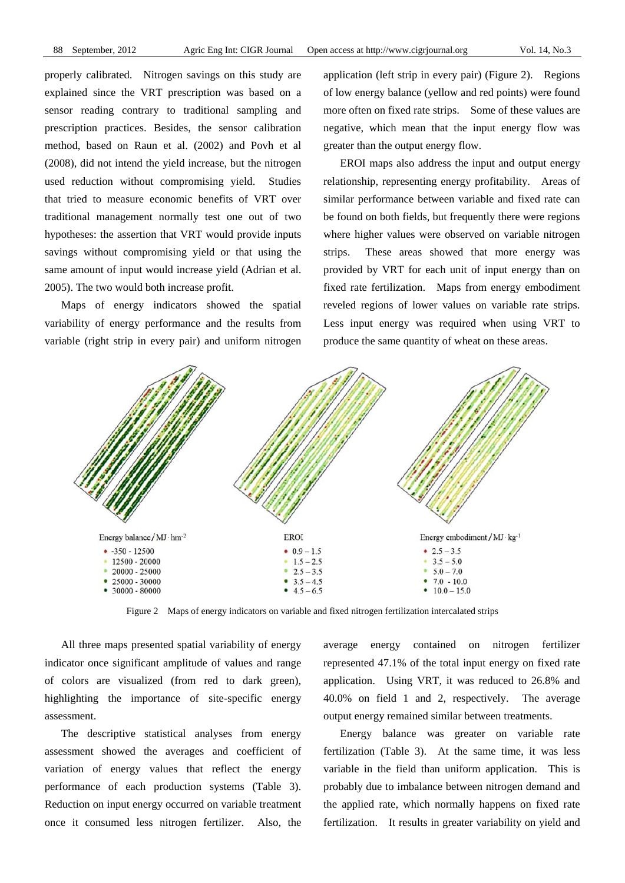properly calibrated. Nitrogen savings on this study are explained since the VRT prescription was based on a sensor reading contrary to traditional sampling and prescription practices. Besides, the sensor calibration method, based on Raun et al. (2002) and Povh et al (2008), did not intend the yield increase, but the nitrogen used reduction without compromising yield. Studies that tried to measure economic benefits of VRT over traditional management normally test one out of two hypotheses: the assertion that VRT would provide inputs savings without compromising yield or that using the same amount of input would increase yield (Adrian et al. 2005). The two would both increase profit.

Maps of energy indicators showed the spatial variability of energy performance and the results from variable (right strip in every pair) and uniform nitrogen application (left strip in every pair) (Figure 2). Regions of low energy balance (yellow and red points) were found more often on fixed rate strips. Some of these values are negative, which mean that the input energy flow was greater than the output energy flow.

EROI maps also address the input and output energy relationship, representing energy profitability. Areas of similar performance between variable and fixed rate can be found on both fields, but frequently there were regions where higher values were observed on variable nitrogen strips. These areas showed that more energy was provided by VRT for each unit of input energy than on fixed rate fertilization. Maps from energy embodiment reveled regions of lower values on variable rate strips. Less input energy was required when using VRT to produce the same quantity of wheat on these areas.

Energy balance/MJ·hm$^{-2}$
- -350 - 12500
- 12500 - 20000
- 20000 - 25000
- 25000 - 30000
- 30000 - 80000

EROI
- 0.9 – 1.5
- 1.5 – 2.5
- 2.5 – 3.5
- 3.5 – 4.5
- 4.5 – 6.5

Energy embodiment/MJ·kg$^{-1}$
- 2.5 – 3.5
- 3.5 – 5.0
- 5.0 – 7.0
- 7.0 - 10.0
- 10.0 – 15.0

Figure 2 Maps of energy indicators on variable and fixed nitrogen fertilization intercalated strips

All three maps presented spatial variability of energy indicator once significant amplitude of values and range of colors are visualized (from red to dark green), highlighting the importance of site-specific energy assessment.

The descriptive statistical analyses from energy assessment showed the averages and coefficient of variation of energy values that reflect the energy performance of each production systems (Table 3). Reduction on input energy occurred on variable treatment once it consumed less nitrogen fertilizer. Also, the average energy contained on nitrogen fertilizer represented 47.1% of the total input energy on fixed rate application. Using VRT, it was reduced to 26.8% and 40.0% on field 1 and 2, respectively. The average output energy remained similar between treatments.

Energy balance was greater on variable rate fertilization (Table 3). At the same time, it was less variable in the field than uniform application. This is probably due to imbalance between nitrogen demand and the applied rate, which normally happens on fixed rate fertilization. It results in greater variability on yield and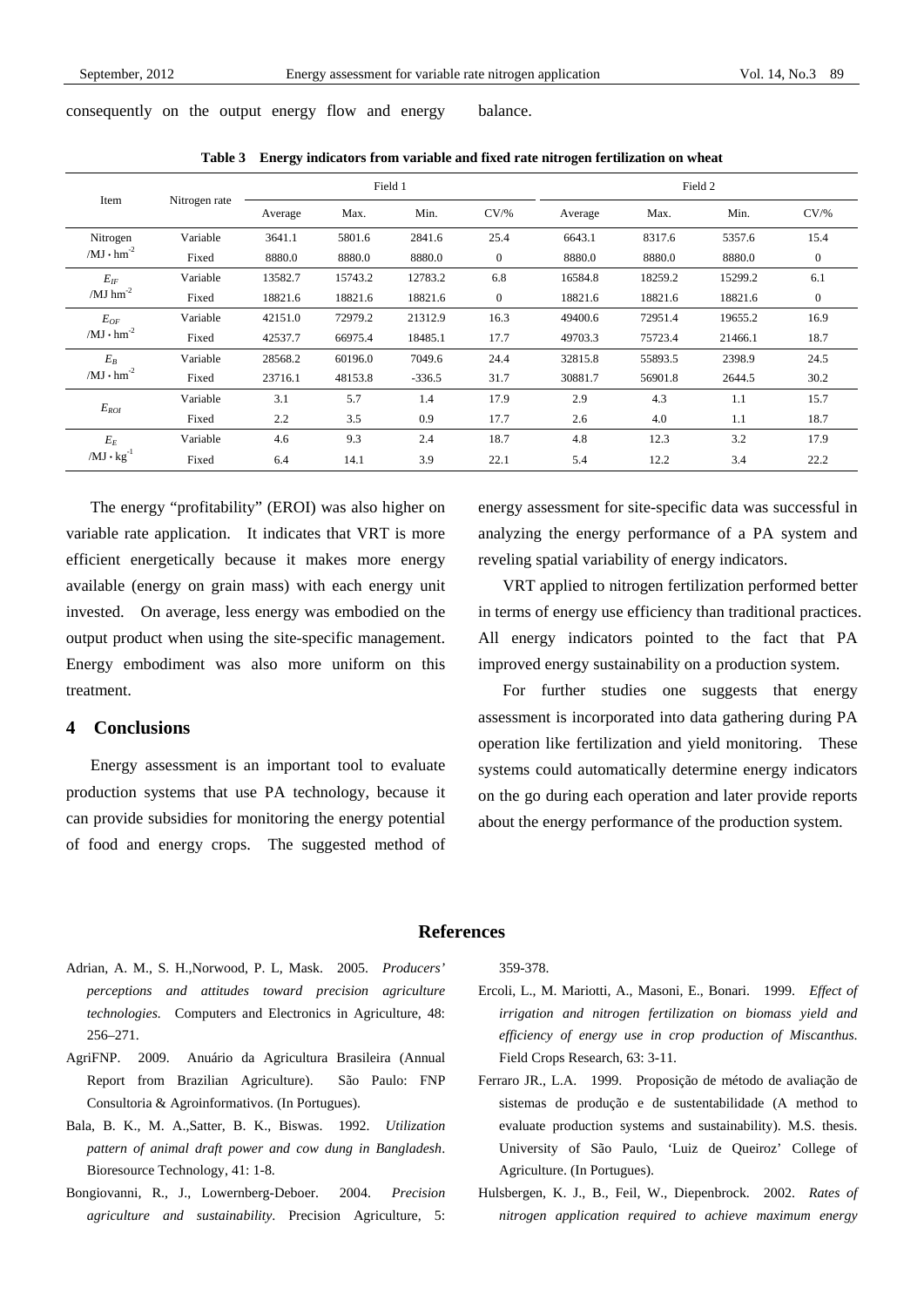consequently on the output energy flow and energy balance.

**Table 3 Energy indicators from variable and fixed rate nitrogen fertilization on wheat**

| Item | Nitrogen rate | Field 1 | | | | Field 2 | | | |
|---|---|---|---|---|---|---|---|---|---|
| | | Average | Max. | Min. | CV/% | Average | Max. | Min. | CV/% |
| Nitrogen /MJ·hm$^{-2}$ | Variable | 3641.1 | 5801.6 | 2841.6 | 25.4 | 6643.1 | 8317.6 | 5357.6 | 15.4 |
| | Fixed | 8880.0 | 8880.0 | 8880.0 | 0 | 8880.0 | 8880.0 | 8880.0 | 0 |
| $E_{IF}$ /MJ hm$^{-2}$ | Variable | 13582.7 | 15743.2 | 12783.2 | 6.8 | 16584.8 | 18259.2 | 15299.2 | 6.1 |
| | Fixed | 18821.6 | 18821.6 | 18821.6 | 0 | 18821.6 | 18821.6 | 18821.6 | 0 |
| $E_{OF}$ /MJ·hm$^{-2}$ | Variable | 42151.0 | 72979.2 | 21312.9 | 16.3 | 49400.6 | 72951.4 | 19655.2 | 16.9 |
| | Fixed | 42537.7 | 66975.4 | 18485.1 | 17.7 | 49703.3 | 75723.4 | 21466.1 | 18.7 |
| $E_B$ /MJ·hm$^{-2}$ | Variable | 28568.2 | 60196.0 | 7049.6 | 24.4 | 32815.8 | 55893.5 | 2398.9 | 24.5 |
| | Fixed | 23716.1 | 48153.8 | -336.5 | 31.7 | 30881.7 | 56901.8 | 2644.5 | 30.2 |
| $E_{ROI}$ | Variable | 3.1 | 5.7 | 1.4 | 17.9 | 2.9 | 4.3 | 1.1 | 15.7 |
| | Fixed | 2.2 | 3.5 | 0.9 | 17.7 | 2.6 | 4.0 | 1.1 | 18.7 |
| $E_E$ /MJ·kg$^{-1}$ | Variable | 4.6 | 9.3 | 2.4 | 18.7 | 4.8 | 12.3 | 3.2 | 17.9 |
| | Fixed | 6.4 | 14.1 | 3.9 | 22.1 | 5.4 | 12.2 | 3.4 | 22.2 |

The energy "profitability" (EROI) was also higher on variable rate application. It indicates that VRT is more efficient energetically because it makes more energy available (energy on grain mass) with each energy unit invested. On average, less energy was embodied on the output product when using the site-specific management. Energy embodiment was also more uniform on this treatment.

## 4 Conclusions

Energy assessment is an important tool to evaluate production systems that use PA technology, because it can provide subsidies for monitoring the energy potential of food and energy crops. The suggested method of energy assessment for site-specific data was successful in analyzing the energy performance of a PA system and reveling spatial variability of energy indicators.

VRT applied to nitrogen fertilization performed better in terms of energy use efficiency than traditional practices. All energy indicators pointed to the fact that PA improved energy sustainability on a production system.

For further studies one suggests that energy assessment is incorporated into data gathering during PA operation like fertilization and yield monitoring. These systems could automatically determine energy indicators on the go during each operation and later provide reports about the energy performance of the production system.

## References

Adrian, A. M., S. H.,Norwood, P. L, Mask. 2005. *Producers' perceptions and attitudes toward precision agriculture technologies.* Computers and Electronics in Agriculture, 48: 256–271.

AgriFNP. 2009. Anuário da Agricultura Brasileira (Annual Report from Brazilian Agriculture). São Paulo: FNP Consultoria & Agroinformativos. (In Portugues).

Bala, B. K., M. A.,Satter, B. K., Biswas. 1992. *Utilization pattern of animal draft power and cow dung in Bangladesh*. Bioresource Technology, 41: 1-8.

Bongiovanni, R., J., Lowernberg-Deboer. 2004. *Precision agriculture and sustainability*. Precision Agriculture, 5: 359-378.

Ercoli, L., M. Mariotti, A., Masoni, E., Bonari. 1999. *Effect of irrigation and nitrogen fertilization on biomass yield and efficiency of energy use in crop production of Miscanthus*. Field Crops Research, 63: 3-11.

Ferraro JR., L.A. 1999. Proposição de método de avaliação de sistemas de produção e de sustentabilidade (A method to evaluate production systems and sustainability). M.S. thesis. University of São Paulo, 'Luiz de Queiroz' College of Agriculture. (In Portugues).

Hulsbergen, K. J., B., Feil, W., Diepenbrock. 2002. *Rates of nitrogen application required to achieve maximum energy*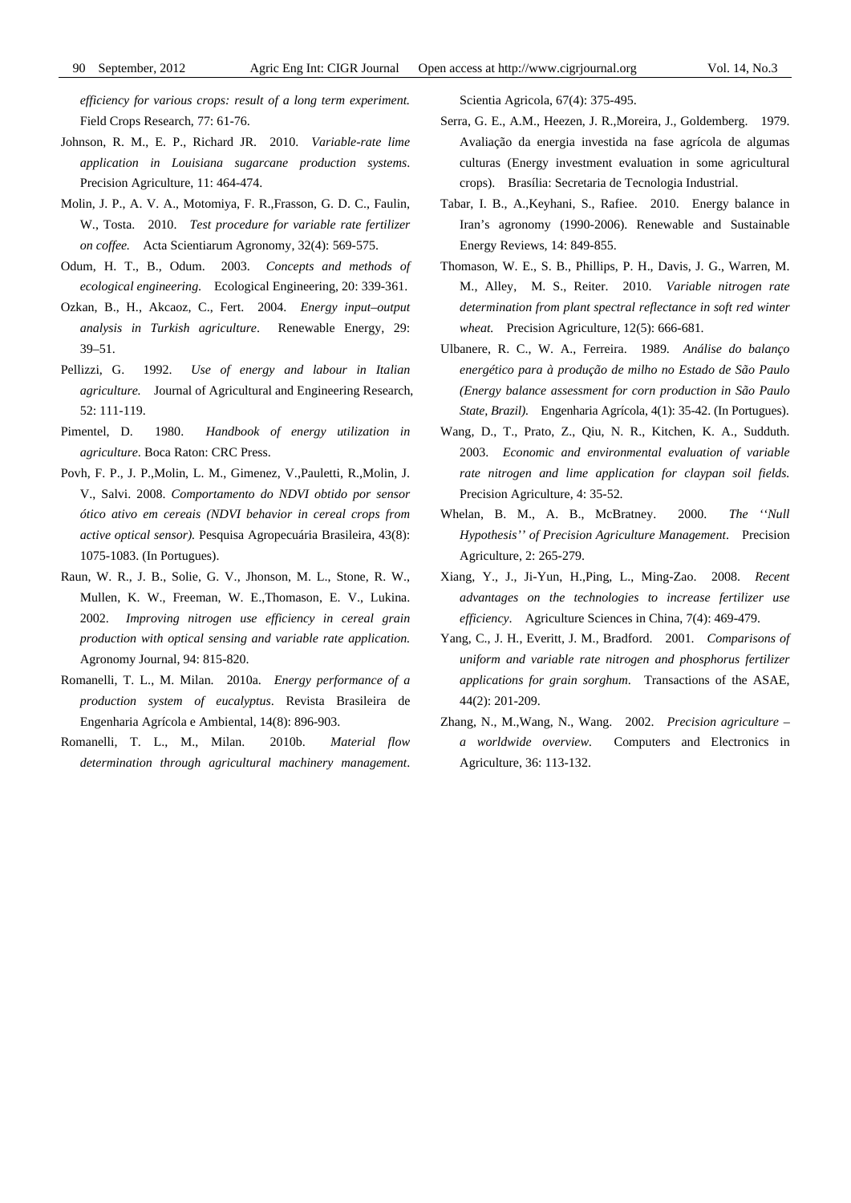*efficiency for various crops: result of a long term experiment.* Field Crops Research, 77: 61-76.

Johnson, R. M., E. P., Richard JR. 2010. *Variable-rate lime application in Louisiana sugarcane production systems*. Precision Agriculture, 11: 464-474.

Molin, J. P., A. V. A., Motomiya, F. R.,Frasson, G. D. C., Faulin, W., Tosta. 2010. *Test procedure for variable rate fertilizer on coffee.* Acta Scientiarum Agronomy, 32(4): 569-575.

Odum, H. T., B., Odum. 2003. *Concepts and methods of ecological engineering.* Ecological Engineering, 20: 339-361.

Ozkan, B., H., Akcaoz, C., Fert. 2004. *Energy input–output analysis in Turkish agriculture*. Renewable Energy, 29: 39–51.

Pellizzi, G. 1992. *Use of energy and labour in Italian agriculture.* Journal of Agricultural and Engineering Research, 52: 111-119.

Pimentel, D. 1980. *Handbook of energy utilization in agriculture*. Boca Raton: CRC Press.

Povh, F. P., J. P.,Molin, L. M., Gimenez, V.,Pauletti, R.,Molin, J. V., Salvi. 2008. *Comportamento do NDVI obtido por sensor ótico ativo em cereais (NDVI behavior in cereal crops from active optical sensor).* Pesquisa Agropecuária Brasileira, 43(8): 1075-1083. (In Portugues).

Raun, W. R., J. B., Solie, G. V., Jhonson, M. L., Stone, R. W., Mullen, K. W., Freeman, W. E.,Thomason, E. V., Lukina. 2002. *Improving nitrogen use efficiency in cereal grain production with optical sensing and variable rate application.* Agronomy Journal, 94: 815-820.

Romanelli, T. L., M. Milan. 2010a. *Energy performance of a production system of eucalyptus*. Revista Brasileira de Engenharia Agrícola e Ambiental, 14(8): 896-903.

Romanelli, T. L., M., Milan. 2010b. *Material flow determination through agricultural machinery management*. Scientia Agricola, 67(4): 375-495.

Serra, G. E., A.M., Heezen, J. R.,Moreira, J., Goldemberg. 1979. Avaliação da energia investida na fase agrícola de algumas culturas (Energy investment evaluation in some agricultural crops). Brasília: Secretaria de Tecnologia Industrial.

Tabar, I. B., A.,Keyhani, S., Rafiee. 2010. Energy balance in Iran's agronomy (1990-2006). Renewable and Sustainable Energy Reviews, 14: 849-855.

Thomason, W. E., S. B., Phillips, P. H., Davis, J. G., Warren, M. M., Alley, M. S., Reiter. 2010. *Variable nitrogen rate determination from plant spectral reflectance in soft red winter wheat.* Precision Agriculture, 12(5): 666-681.

Ulbanere, R. C., W. A., Ferreira. 1989. *Análise do balanço energético para à produção de milho no Estado de São Paulo (Energy balance assessment for corn production in São Paulo State, Brazil).* Engenharia Agrícola, 4(1): 35-42. (In Portugues).

Wang, D., T., Prato, Z., Qiu, N. R., Kitchen, K. A., Sudduth. 2003. *Economic and environmental evaluation of variable rate nitrogen and lime application for claypan soil fields.* Precision Agriculture, 4: 35-52.

Whelan, B. M., A. B., McBratney. 2000. *The ''Null Hypothesis'' of Precision Agriculture Management*. Precision Agriculture, 2: 265-279.

Xiang, Y., J., Ji-Yun, H.,Ping, L., Ming-Zao. 2008. *Recent advantages on the technologies to increase fertilizer use efficiency*. Agriculture Sciences in China, 7(4): 469-479.

Yang, C., J. H., Everitt, J. M., Bradford. 2001. *Comparisons of uniform and variable rate nitrogen and phosphorus fertilizer applications for grain sorghum*. Transactions of the ASAE, 44(2): 201-209.

Zhang, N., M.,Wang, N., Wang. 2002. *Precision agriculture – a worldwide overview.* Computers and Electronics in Agriculture, 36: 113-132.